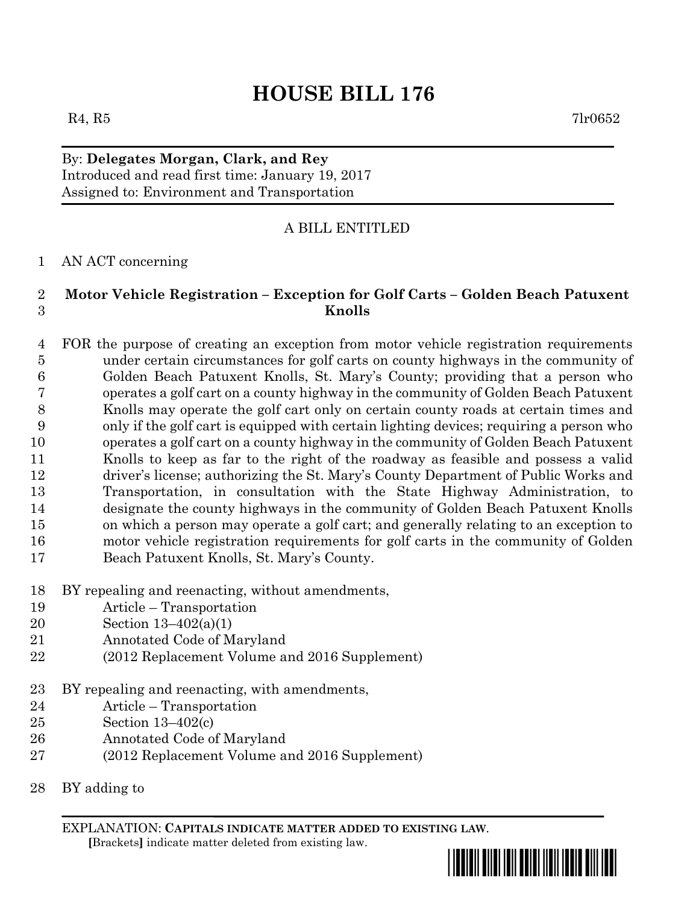# HOUSE BILL 176

R4, R5 7lr0652

By: **Delegates Morgan, Clark, and Rey**
Introduced and read first time: January 19, 2017
Assigned to: Environment and Transportation

A BILL ENTITLED

1 AN ACT concerning

2 **Motor Vehicle Registration – Exception for Golf Carts – Golden Beach Patuxent**
3 **Knolls**

4 FOR the purpose of creating an exception from motor vehicle registration requirements
5 under certain circumstances for golf carts on county highways in the community of
6 Golden Beach Patuxent Knolls, St. Mary's County; providing that a person who
7 operates a golf cart on a county highway in the community of Golden Beach Patuxent
8 Knolls may operate the golf cart only on certain county roads at certain times and
9 only if the golf cart is equipped with certain lighting devices; requiring a person who
10 operates a golf cart on a county highway in the community of Golden Beach Patuxent
11 Knolls to keep as far to the right of the roadway as feasible and possess a valid
12 driver's license; authorizing the St. Mary's County Department of Public Works and
13 Transportation, in consultation with the State Highway Administration, to
14 designate the county highways in the community of Golden Beach Patuxent Knolls
15 on which a person may operate a golf cart; and generally relating to an exception to
16 motor vehicle registration requirements for golf carts in the community of Golden
17 Beach Patuxent Knolls, St. Mary's County.

18 BY repealing and reenacting, without amendments,
19 Article – Transportation
20 Section 13–402(a)(1)
21 Annotated Code of Maryland
22 (2012 Replacement Volume and 2016 Supplement)

23 BY repealing and reenacting, with amendments,
24 Article – Transportation
25 Section 13–402(c)
26 Annotated Code of Maryland
27 (2012 Replacement Volume and 2016 Supplement)

28 BY adding to

EXPLANATION: **CAPITALS INDICATE MATTER ADDED TO EXISTING LAW.**
**[**Brackets**]** indicate matter deleted from existing law.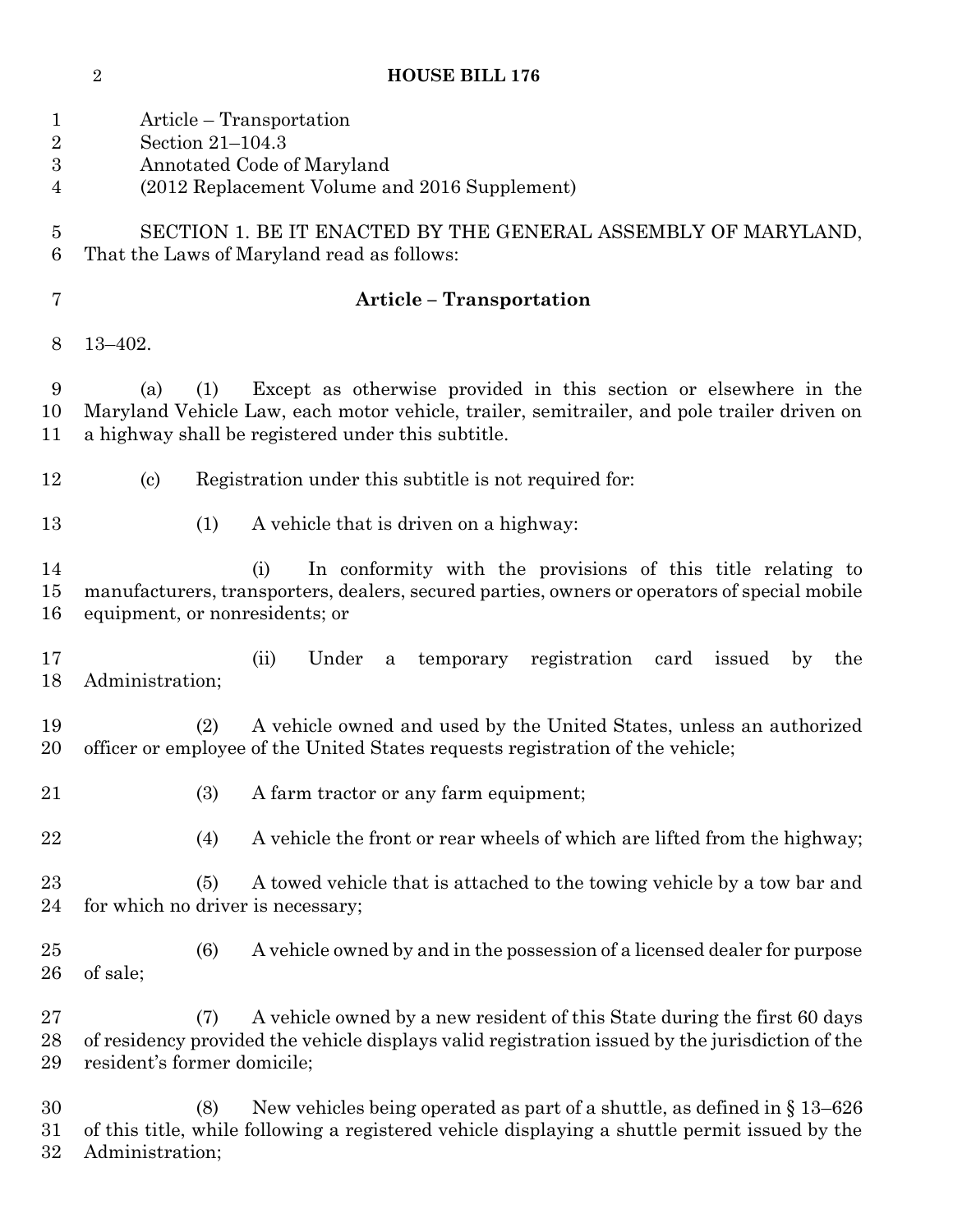Article – Transportation
Section 21–104.3
Annotated Code of Maryland
(2012 Replacement Volume and 2016 Supplement)

SECTION 1. BE IT ENACTED BY THE GENERAL ASSEMBLY OF MARYLAND, That the Laws of Maryland read as follows:

**Article – Transportation**

13–402.

(a) (1) Except as otherwise provided in this section or elsewhere in the Maryland Vehicle Law, each motor vehicle, trailer, semitrailer, and pole trailer driven on a highway shall be registered under this subtitle.

(c) Registration under this subtitle is not required for:

(1) A vehicle that is driven on a highway:

(i) In conformity with the provisions of this title relating to manufacturers, transporters, dealers, secured parties, owners or operators of special mobile equipment, or nonresidents; or

(ii) Under a temporary registration card issued by the Administration;

(2) A vehicle owned and used by the United States, unless an authorized officer or employee of the United States requests registration of the vehicle;

(3) A farm tractor or any farm equipment;

(4) A vehicle the front or rear wheels of which are lifted from the highway;

(5) A towed vehicle that is attached to the towing vehicle by a tow bar and for which no driver is necessary;

(6) A vehicle owned by and in the possession of a licensed dealer for purpose of sale;

(7) A vehicle owned by a new resident of this State during the first 60 days of residency provided the vehicle displays valid registration issued by the jurisdiction of the resident's former domicile;

(8) New vehicles being operated as part of a shuttle, as defined in § 13–626 of this title, while following a registered vehicle displaying a shuttle permit issued by the Administration;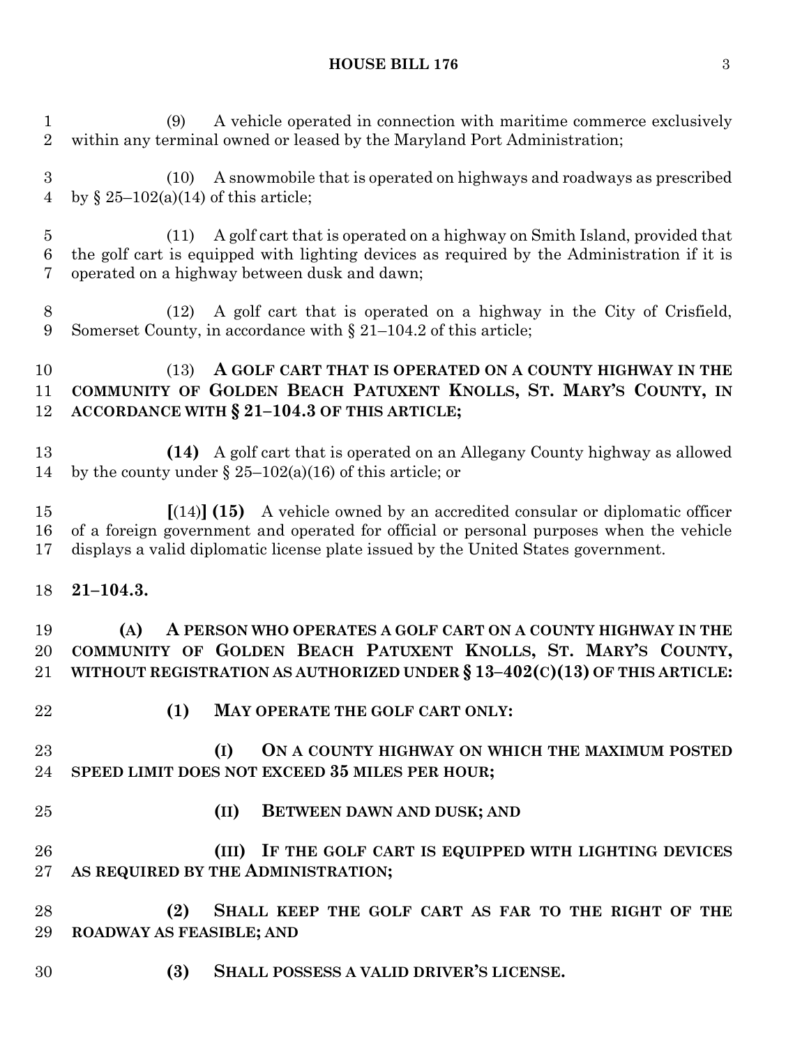(9) A vehicle operated in connection with maritime commerce exclusively within any terminal owned or leased by the Maryland Port Administration;

(10) A snowmobile that is operated on highways and roadways as prescribed by § 25–102(a)(14) of this article;

(11) A golf cart that is operated on a highway on Smith Island, provided that the golf cart is equipped with lighting devices as required by the Administration if it is operated on a highway between dusk and dawn;

(12) A golf cart that is operated on a highway in the City of Crisfield, Somerset County, in accordance with § 21–104.2 of this article;

(13) **A GOLF CART THAT IS OPERATED ON A COUNTY HIGHWAY IN THE COMMUNITY OF GOLDEN BEACH PATUXENT KNOLLS, ST. MARY'S COUNTY, IN ACCORDANCE WITH § 21–104.3 OF THIS ARTICLE;**

**(14)** A golf cart that is operated on an Allegany County highway as allowed by the county under § 25–102(a)(16) of this article; or

**[**(14)**] (15)** A vehicle owned by an accredited consular or diplomatic officer of a foreign government and operated for official or personal purposes when the vehicle displays a valid diplomatic license plate issued by the United States government.

**21–104.3.**

**(A) A PERSON WHO OPERATES A GOLF CART ON A COUNTY HIGHWAY IN THE COMMUNITY OF GOLDEN BEACH PATUXENT KNOLLS, ST. MARY'S COUNTY, WITHOUT REGISTRATION AS AUTHORIZED UNDER § 13–402(C)(13) OF THIS ARTICLE:**

**(1) MAY OPERATE THE GOLF CART ONLY:**

**(I) ON A COUNTY HIGHWAY ON WHICH THE MAXIMUM POSTED SPEED LIMIT DOES NOT EXCEED 35 MILES PER HOUR;**

**(II) BETWEEN DAWN AND DUSK; AND**

**(III) IF THE GOLF CART IS EQUIPPED WITH LIGHTING DEVICES AS REQUIRED BY THE ADMINISTRATION;**

**(2) SHALL KEEP THE GOLF CART AS FAR TO THE RIGHT OF THE ROADWAY AS FEASIBLE; AND**

**(3) SHALL POSSESS A VALID DRIVER'S LICENSE.**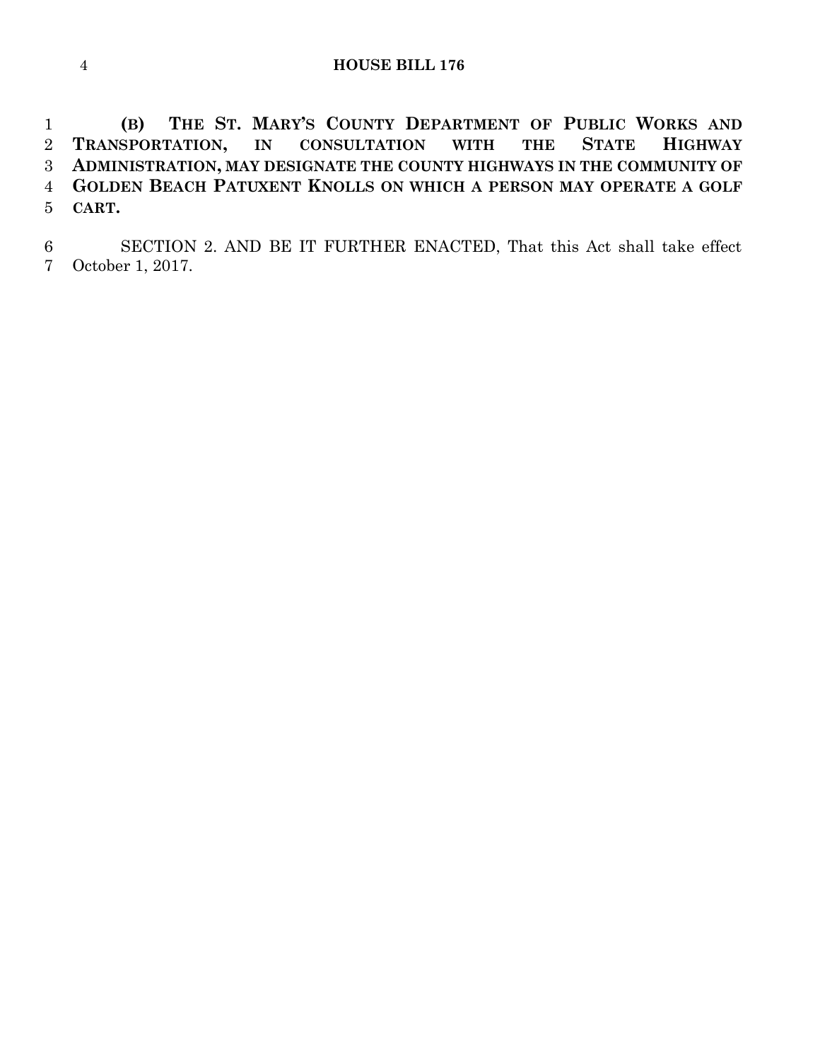**(B) THE ST. MARY'S COUNTY DEPARTMENT OF PUBLIC WORKS AND TRANSPORTATION, IN CONSULTATION WITH THE STATE HIGHWAY ADMINISTRATION, MAY DESIGNATE THE COUNTY HIGHWAYS IN THE COMMUNITY OF GOLDEN BEACH PATUXENT KNOLLS ON WHICH A PERSON MAY OPERATE A GOLF CART.**

SECTION 2. AND BE IT FURTHER ENACTED, That this Act shall take effect October 1, 2017.